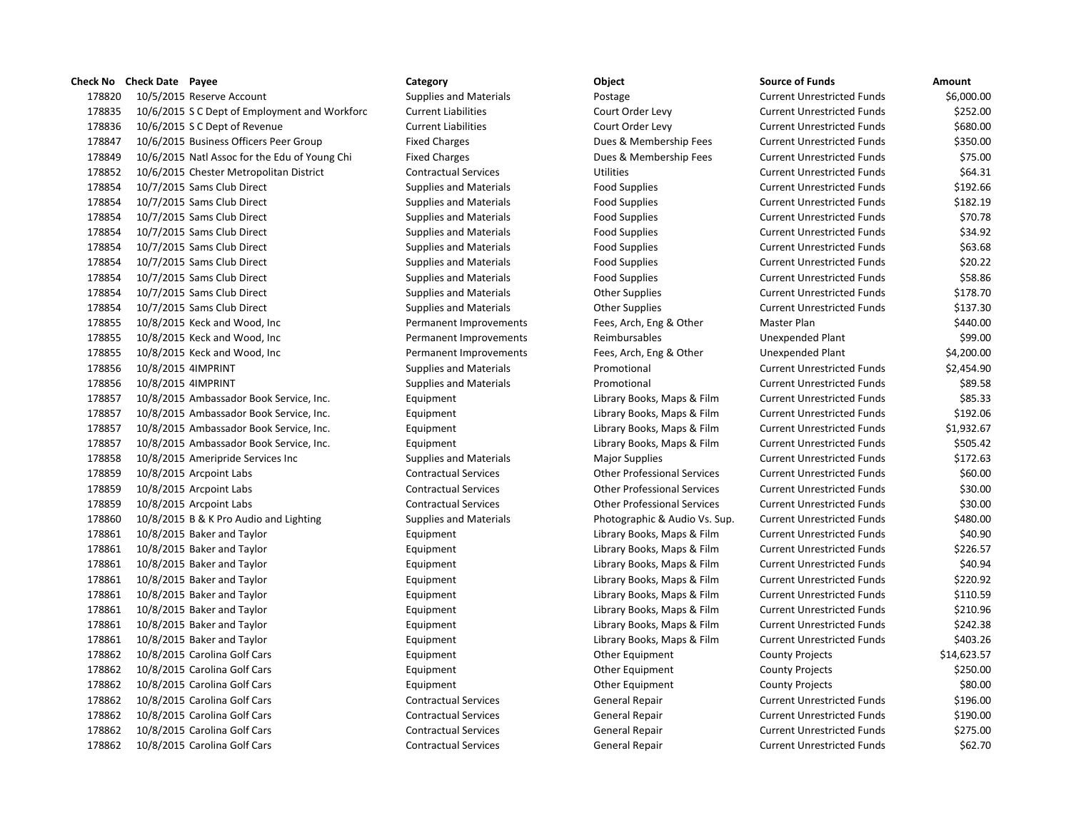| Check No | Check Date | Payee | Category | Object | Source of Funds | Amount |
|---|---|---|---|---|---|---|
| 178820 | 10/5/2015 | Reserve Account | Supplies and Materials | Postage | Current Unrestricted Funds | $6,000.00 |
| 178835 | 10/6/2015 | S C Dept of Employment and Workforc | Current Liabilities | Court Order Levy | Current Unrestricted Funds | $252.00 |
| 178836 | 10/6/2015 | S C Dept of Revenue | Current Liabilities | Court Order Levy | Current Unrestricted Funds | $680.00 |
| 178847 | 10/6/2015 | Business Officers Peer Group | Fixed Charges | Dues & Membership Fees | Current Unrestricted Funds | $350.00 |
| 178849 | 10/6/2015 | Natl Assoc for the Edu of Young Chi | Fixed Charges | Dues & Membership Fees | Current Unrestricted Funds | $75.00 |
| 178852 | 10/6/2015 | Chester Metropolitan District | Contractual Services | Utilities | Current Unrestricted Funds | $64.31 |
| 178854 | 10/7/2015 | Sams Club Direct | Supplies and Materials | Food Supplies | Current Unrestricted Funds | $192.66 |
| 178854 | 10/7/2015 | Sams Club Direct | Supplies and Materials | Food Supplies | Current Unrestricted Funds | $182.19 |
| 178854 | 10/7/2015 | Sams Club Direct | Supplies and Materials | Food Supplies | Current Unrestricted Funds | $70.78 |
| 178854 | 10/7/2015 | Sams Club Direct | Supplies and Materials | Food Supplies | Current Unrestricted Funds | $34.92 |
| 178854 | 10/7/2015 | Sams Club Direct | Supplies and Materials | Food Supplies | Current Unrestricted Funds | $63.68 |
| 178854 | 10/7/2015 | Sams Club Direct | Supplies and Materials | Food Supplies | Current Unrestricted Funds | $20.22 |
| 178854 | 10/7/2015 | Sams Club Direct | Supplies and Materials | Food Supplies | Current Unrestricted Funds | $58.86 |
| 178854 | 10/7/2015 | Sams Club Direct | Supplies and Materials | Other Supplies | Current Unrestricted Funds | $178.70 |
| 178854 | 10/7/2015 | Sams Club Direct | Supplies and Materials | Other Supplies | Current Unrestricted Funds | $137.30 |
| 178855 | 10/8/2015 | Keck and Wood, Inc | Permanent Improvements | Fees, Arch, Eng & Other | Master Plan | $440.00 |
| 178855 | 10/8/2015 | Keck and Wood, Inc | Permanent Improvements | Reimbursables | Unexpended Plant | $99.00 |
| 178855 | 10/8/2015 | Keck and Wood, Inc | Permanent Improvements | Fees, Arch, Eng & Other | Unexpended Plant | $4,200.00 |
| 178856 | 10/8/2015 | 4IMPRINT | Supplies and Materials | Promotional | Current Unrestricted Funds | $2,454.90 |
| 178856 | 10/8/2015 | 4IMPRINT | Supplies and Materials | Promotional | Current Unrestricted Funds | $89.58 |
| 178857 | 10/8/2015 | Ambassador Book Service, Inc. | Equipment | Library Books, Maps & Film | Current Unrestricted Funds | $85.33 |
| 178857 | 10/8/2015 | Ambassador Book Service, Inc. | Equipment | Library Books, Maps & Film | Current Unrestricted Funds | $192.06 |
| 178857 | 10/8/2015 | Ambassador Book Service, Inc. | Equipment | Library Books, Maps & Film | Current Unrestricted Funds | $1,932.67 |
| 178857 | 10/8/2015 | Ambassador Book Service, Inc. | Equipment | Library Books, Maps & Film | Current Unrestricted Funds | $505.42 |
| 178858 | 10/8/2015 | Ameripride Services Inc | Supplies and Materials | Major Supplies | Current Unrestricted Funds | $172.63 |
| 178859 | 10/8/2015 | Arcpoint Labs | Contractual Services | Other Professional Services | Current Unrestricted Funds | $60.00 |
| 178859 | 10/8/2015 | Arcpoint Labs | Contractual Services | Other Professional Services | Current Unrestricted Funds | $30.00 |
| 178859 | 10/8/2015 | Arcpoint Labs | Contractual Services | Other Professional Services | Current Unrestricted Funds | $30.00 |
| 178860 | 10/8/2015 | B & K Pro Audio and Lighting | Supplies and Materials | Photographic & Audio Vs. Sup. | Current Unrestricted Funds | $480.00 |
| 178861 | 10/8/2015 | Baker and Taylor | Equipment | Library Books, Maps & Film | Current Unrestricted Funds | $40.90 |
| 178861 | 10/8/2015 | Baker and Taylor | Equipment | Library Books, Maps & Film | Current Unrestricted Funds | $226.57 |
| 178861 | 10/8/2015 | Baker and Taylor | Equipment | Library Books, Maps & Film | Current Unrestricted Funds | $40.94 |
| 178861 | 10/8/2015 | Baker and Taylor | Equipment | Library Books, Maps & Film | Current Unrestricted Funds | $220.92 |
| 178861 | 10/8/2015 | Baker and Taylor | Equipment | Library Books, Maps & Film | Current Unrestricted Funds | $110.59 |
| 178861 | 10/8/2015 | Baker and Taylor | Equipment | Library Books, Maps & Film | Current Unrestricted Funds | $210.96 |
| 178861 | 10/8/2015 | Baker and Taylor | Equipment | Library Books, Maps & Film | Current Unrestricted Funds | $242.38 |
| 178861 | 10/8/2015 | Baker and Taylor | Equipment | Library Books, Maps & Film | Current Unrestricted Funds | $403.26 |
| 178862 | 10/8/2015 | Carolina Golf Cars | Equipment | Other Equipment | County Projects | $14,623.57 |
| 178862 | 10/8/2015 | Carolina Golf Cars | Equipment | Other Equipment | County Projects | $250.00 |
| 178862 | 10/8/2015 | Carolina Golf Cars | Equipment | Other Equipment | County Projects | $80.00 |
| 178862 | 10/8/2015 | Carolina Golf Cars | Contractual Services | General Repair | Current Unrestricted Funds | $196.00 |
| 178862 | 10/8/2015 | Carolina Golf Cars | Contractual Services | General Repair | Current Unrestricted Funds | $190.00 |
| 178862 | 10/8/2015 | Carolina Golf Cars | Contractual Services | General Repair | Current Unrestricted Funds | $275.00 |
| 178862 | 10/8/2015 | Carolina Golf Cars | Contractual Services | General Repair | Current Unrestricted Funds | $62.70 |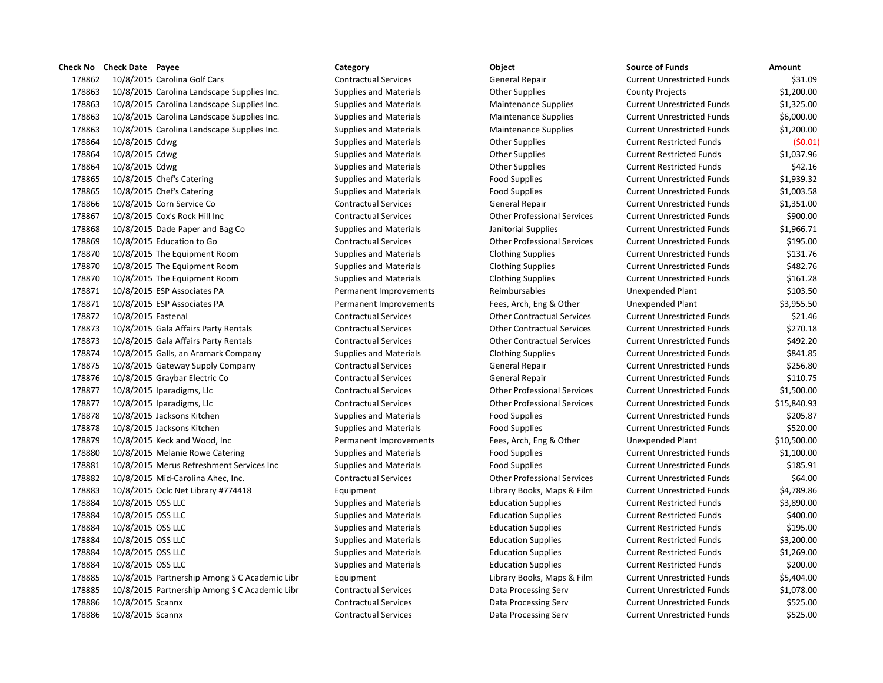| Check No | Check Date | Payee | Category | Object | Source of Funds | Amount |
|---|---|---|---|---|---|---|
| 178862 | 10/8/2015 | Carolina Golf Cars | Contractual Services | General Repair | Current Unrestricted Funds | $31.09 |
| 178863 | 10/8/2015 | Carolina Landscape Supplies Inc. | Supplies and Materials | Other Supplies | County Projects | $1,200.00 |
| 178863 | 10/8/2015 | Carolina Landscape Supplies Inc. | Supplies and Materials | Maintenance Supplies | Current Unrestricted Funds | $1,325.00 |
| 178863 | 10/8/2015 | Carolina Landscape Supplies Inc. | Supplies and Materials | Maintenance Supplies | Current Unrestricted Funds | $6,000.00 |
| 178863 | 10/8/2015 | Carolina Landscape Supplies Inc. | Supplies and Materials | Maintenance Supplies | Current Unrestricted Funds | $1,200.00 |
| 178864 | 10/8/2015 | Cdwg | Supplies and Materials | Other Supplies | Current Restricted Funds | ($0.01) |
| 178864 | 10/8/2015 | Cdwg | Supplies and Materials | Other Supplies | Current Restricted Funds | $1,037.96 |
| 178864 | 10/8/2015 | Cdwg | Supplies and Materials | Other Supplies | Current Restricted Funds | $42.16 |
| 178865 | 10/8/2015 | Chef's Catering | Supplies and Materials | Food Supplies | Current Unrestricted Funds | $1,939.32 |
| 178865 | 10/8/2015 | Chef's Catering | Supplies and Materials | Food Supplies | Current Unrestricted Funds | $1,003.58 |
| 178866 | 10/8/2015 | Corn Service Co | Contractual Services | General Repair | Current Unrestricted Funds | $1,351.00 |
| 178867 | 10/8/2015 | Cox's Rock Hill Inc | Contractual Services | Other Professional Services | Current Unrestricted Funds | $900.00 |
| 178868 | 10/8/2015 | Dade Paper and Bag Co | Supplies and Materials | Janitorial Supplies | Current Unrestricted Funds | $1,966.71 |
| 178869 | 10/8/2015 | Education to Go | Contractual Services | Other Professional Services | Current Unrestricted Funds | $195.00 |
| 178870 | 10/8/2015 | The Equipment Room | Supplies and Materials | Clothing Supplies | Current Unrestricted Funds | $131.76 |
| 178870 | 10/8/2015 | The Equipment Room | Supplies and Materials | Clothing Supplies | Current Unrestricted Funds | $482.76 |
| 178870 | 10/8/2015 | The Equipment Room | Supplies and Materials | Clothing Supplies | Current Unrestricted Funds | $161.28 |
| 178871 | 10/8/2015 | ESP Associates PA | Permanent Improvements | Reimbursables | Unexpended Plant | $103.50 |
| 178871 | 10/8/2015 | ESP Associates PA | Permanent Improvements | Fees, Arch, Eng & Other | Unexpended Plant | $3,955.50 |
| 178872 | 10/8/2015 | Fastenal | Contractual Services | Other Contractual Services | Current Unrestricted Funds | $21.46 |
| 178873 | 10/8/2015 | Gala Affairs Party Rentals | Contractual Services | Other Contractual Services | Current Unrestricted Funds | $270.18 |
| 178873 | 10/8/2015 | Gala Affairs Party Rentals | Contractual Services | Other Contractual Services | Current Unrestricted Funds | $492.20 |
| 178874 | 10/8/2015 | Galls, an Aramark Company | Supplies and Materials | Clothing Supplies | Current Unrestricted Funds | $841.85 |
| 178875 | 10/8/2015 | Gateway Supply Company | Contractual Services | General Repair | Current Unrestricted Funds | $256.80 |
| 178876 | 10/8/2015 | Graybar Electric Co | Contractual Services | General Repair | Current Unrestricted Funds | $110.75 |
| 178877 | 10/8/2015 | Iparadigms, Llc | Contractual Services | Other Professional Services | Current Unrestricted Funds | $1,500.00 |
| 178877 | 10/8/2015 | Iparadigms, Llc | Contractual Services | Other Professional Services | Current Unrestricted Funds | $15,840.93 |
| 178878 | 10/8/2015 | Jacksons Kitchen | Supplies and Materials | Food Supplies | Current Unrestricted Funds | $205.87 |
| 178878 | 10/8/2015 | Jacksons Kitchen | Supplies and Materials | Food Supplies | Current Unrestricted Funds | $520.00 |
| 178879 | 10/8/2015 | Keck and Wood, Inc | Permanent Improvements | Fees, Arch, Eng & Other | Unexpended Plant | $10,500.00 |
| 178880 | 10/8/2015 | Melanie Rowe Catering | Supplies and Materials | Food Supplies | Current Unrestricted Funds | $1,100.00 |
| 178881 | 10/8/2015 | Merus Refreshment Services Inc | Supplies and Materials | Food Supplies | Current Unrestricted Funds | $185.91 |
| 178882 | 10/8/2015 | Mid-Carolina Ahec, Inc. | Contractual Services | Other Professional Services | Current Unrestricted Funds | $64.00 |
| 178883 | 10/8/2015 | Oclc Net Library #774418 | Equipment | Library Books, Maps & Film | Current Unrestricted Funds | $4,789.86 |
| 178884 | 10/8/2015 | OSS LLC | Supplies and Materials | Education Supplies | Current Restricted Funds | $3,890.00 |
| 178884 | 10/8/2015 | OSS LLC | Supplies and Materials | Education Supplies | Current Restricted Funds | $400.00 |
| 178884 | 10/8/2015 | OSS LLC | Supplies and Materials | Education Supplies | Current Restricted Funds | $195.00 |
| 178884 | 10/8/2015 | OSS LLC | Supplies and Materials | Education Supplies | Current Restricted Funds | $3,200.00 |
| 178884 | 10/8/2015 | OSS LLC | Supplies and Materials | Education Supplies | Current Restricted Funds | $1,269.00 |
| 178884 | 10/8/2015 | OSS LLC | Supplies and Materials | Education Supplies | Current Restricted Funds | $200.00 |
| 178885 | 10/8/2015 | Partnership Among S C Academic Libr | Equipment | Library Books, Maps & Film | Current Unrestricted Funds | $5,404.00 |
| 178885 | 10/8/2015 | Partnership Among S C Academic Libr | Contractual Services | Data Processing Serv | Current Unrestricted Funds | $1,078.00 |
| 178886 | 10/8/2015 | Scannx | Contractual Services | Data Processing Serv | Current Unrestricted Funds | $525.00 |
| 178886 | 10/8/2015 | Scannx | Contractual Services | Data Processing Serv | Current Unrestricted Funds | $525.00 |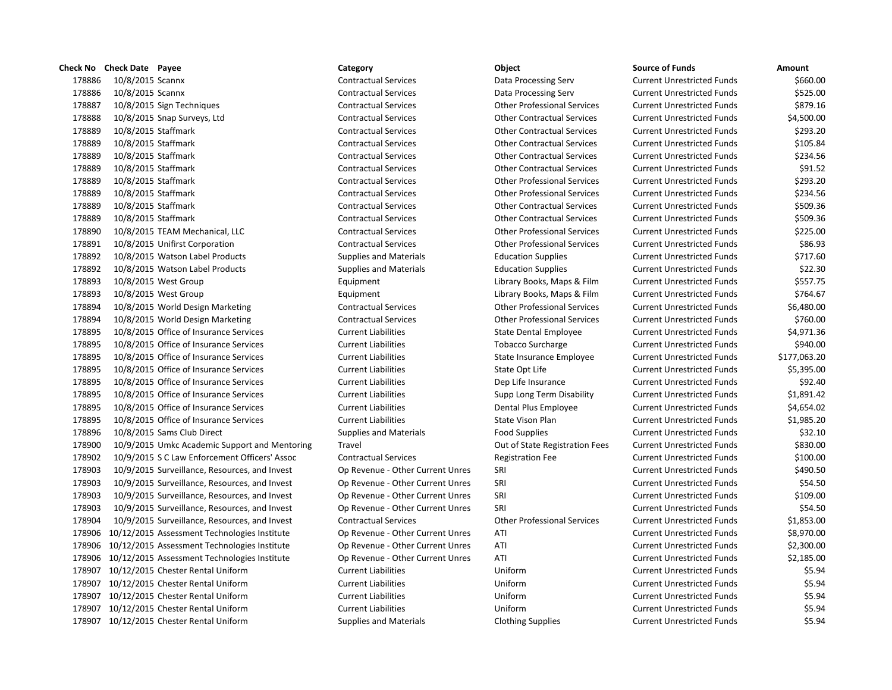| Check No | Check Date | Payee | Category | Object | Source of Funds | Amount |
|---|---|---|---|---|---|---|
| 178886 | 10/8/2015 | Scannx | Contractual Services | Data Processing Serv | Current Unrestricted Funds | $660.00 |
| 178886 | 10/8/2015 | Scannx | Contractual Services | Data Processing Serv | Current Unrestricted Funds | $525.00 |
| 178887 | 10/8/2015 | Sign Techniques | Contractual Services | Other Professional Services | Current Unrestricted Funds | $879.16 |
| 178888 | 10/8/2015 | Snap Surveys, Ltd | Contractual Services | Other Contractual Services | Current Unrestricted Funds | $4,500.00 |
| 178889 | 10/8/2015 | Staffmark | Contractual Services | Other Contractual Services | Current Unrestricted Funds | $293.20 |
| 178889 | 10/8/2015 | Staffmark | Contractual Services | Other Contractual Services | Current Unrestricted Funds | $105.84 |
| 178889 | 10/8/2015 | Staffmark | Contractual Services | Other Contractual Services | Current Unrestricted Funds | $234.56 |
| 178889 | 10/8/2015 | Staffmark | Contractual Services | Other Contractual Services | Current Unrestricted Funds | $91.52 |
| 178889 | 10/8/2015 | Staffmark | Contractual Services | Other Professional Services | Current Unrestricted Funds | $293.20 |
| 178889 | 10/8/2015 | Staffmark | Contractual Services | Other Professional Services | Current Unrestricted Funds | $234.56 |
| 178889 | 10/8/2015 | Staffmark | Contractual Services | Other Contractual Services | Current Unrestricted Funds | $509.36 |
| 178889 | 10/8/2015 | Staffmark | Contractual Services | Other Contractual Services | Current Unrestricted Funds | $509.36 |
| 178890 | 10/8/2015 | TEAM Mechanical, LLC | Contractual Services | Other Professional Services | Current Unrestricted Funds | $225.00 |
| 178891 | 10/8/2015 | Unifirst Corporation | Contractual Services | Other Professional Services | Current Unrestricted Funds | $86.93 |
| 178892 | 10/8/2015 | Watson Label Products | Supplies and Materials | Education Supplies | Current Unrestricted Funds | $717.60 |
| 178892 | 10/8/2015 | Watson Label Products | Supplies and Materials | Education Supplies | Current Unrestricted Funds | $22.30 |
| 178893 | 10/8/2015 | West Group | Equipment | Library Books, Maps & Film | Current Unrestricted Funds | $557.75 |
| 178893 | 10/8/2015 | West Group | Equipment | Library Books, Maps & Film | Current Unrestricted Funds | $764.67 |
| 178894 | 10/8/2015 | World Design Marketing | Contractual Services | Other Professional Services | Current Unrestricted Funds | $6,480.00 |
| 178894 | 10/8/2015 | World Design Marketing | Contractual Services | Other Professional Services | Current Unrestricted Funds | $760.00 |
| 178895 | 10/8/2015 | Office of Insurance Services | Current Liabilities | State Dental Employee | Current Unrestricted Funds | $4,971.36 |
| 178895 | 10/8/2015 | Office of Insurance Services | Current Liabilities | Tobacco Surcharge | Current Unrestricted Funds | $940.00 |
| 178895 | 10/8/2015 | Office of Insurance Services | Current Liabilities | State Insurance Employee | Current Unrestricted Funds | $177,063.20 |
| 178895 | 10/8/2015 | Office of Insurance Services | Current Liabilities | State Opt Life | Current Unrestricted Funds | $5,395.00 |
| 178895 | 10/8/2015 | Office of Insurance Services | Current Liabilities | Dep Life Insurance | Current Unrestricted Funds | $92.40 |
| 178895 | 10/8/2015 | Office of Insurance Services | Current Liabilities | Supp Long Term Disability | Current Unrestricted Funds | $1,891.42 |
| 178895 | 10/8/2015 | Office of Insurance Services | Current Liabilities | Dental Plus Employee | Current Unrestricted Funds | $4,654.02 |
| 178895 | 10/8/2015 | Office of Insurance Services | Current Liabilities | State Vison Plan | Current Unrestricted Funds | $1,985.20 |
| 178896 | 10/8/2015 | Sams Club Direct | Supplies and Materials | Food Supplies | Current Unrestricted Funds | $32.10 |
| 178900 | 10/9/2015 | Umkc Academic Support and Mentoring | Travel | Out of State Registration Fees | Current Unrestricted Funds | $830.00 |
| 178902 | 10/9/2015 | S C Law Enforcement Officers' Assoc | Contractual Services | Registration Fee | Current Unrestricted Funds | $100.00 |
| 178903 | 10/9/2015 | Surveillance, Resources, and Invest | Op Revenue - Other Current Unres | SRI | Current Unrestricted Funds | $490.50 |
| 178903 | 10/9/2015 | Surveillance, Resources, and Invest | Op Revenue - Other Current Unres | SRI | Current Unrestricted Funds | $54.50 |
| 178903 | 10/9/2015 | Surveillance, Resources, and Invest | Op Revenue - Other Current Unres | SRI | Current Unrestricted Funds | $109.00 |
| 178903 | 10/9/2015 | Surveillance, Resources, and Invest | Op Revenue - Other Current Unres | SRI | Current Unrestricted Funds | $54.50 |
| 178904 | 10/9/2015 | Surveillance, Resources, and Invest | Contractual Services | Other Professional Services | Current Unrestricted Funds | $1,853.00 |
| 178906 | 10/12/2015 | Assessment Technologies Institute | Op Revenue - Other Current Unres | ATI | Current Unrestricted Funds | $8,970.00 |
| 178906 | 10/12/2015 | Assessment Technologies Institute | Op Revenue - Other Current Unres | ATI | Current Unrestricted Funds | $2,300.00 |
| 178906 | 10/12/2015 | Assessment Technologies Institute | Op Revenue - Other Current Unres | ATI | Current Unrestricted Funds | $2,185.00 |
| 178907 | 10/12/2015 | Chester Rental Uniform | Current Liabilities | Uniform | Current Unrestricted Funds | $5.94 |
| 178907 | 10/12/2015 | Chester Rental Uniform | Current Liabilities | Uniform | Current Unrestricted Funds | $5.94 |
| 178907 | 10/12/2015 | Chester Rental Uniform | Current Liabilities | Uniform | Current Unrestricted Funds | $5.94 |
| 178907 | 10/12/2015 | Chester Rental Uniform | Current Liabilities | Uniform | Current Unrestricted Funds | $5.94 |
| 178907 | 10/12/2015 | Chester Rental Uniform | Supplies and Materials | Clothing Supplies | Current Unrestricted Funds | $5.94 |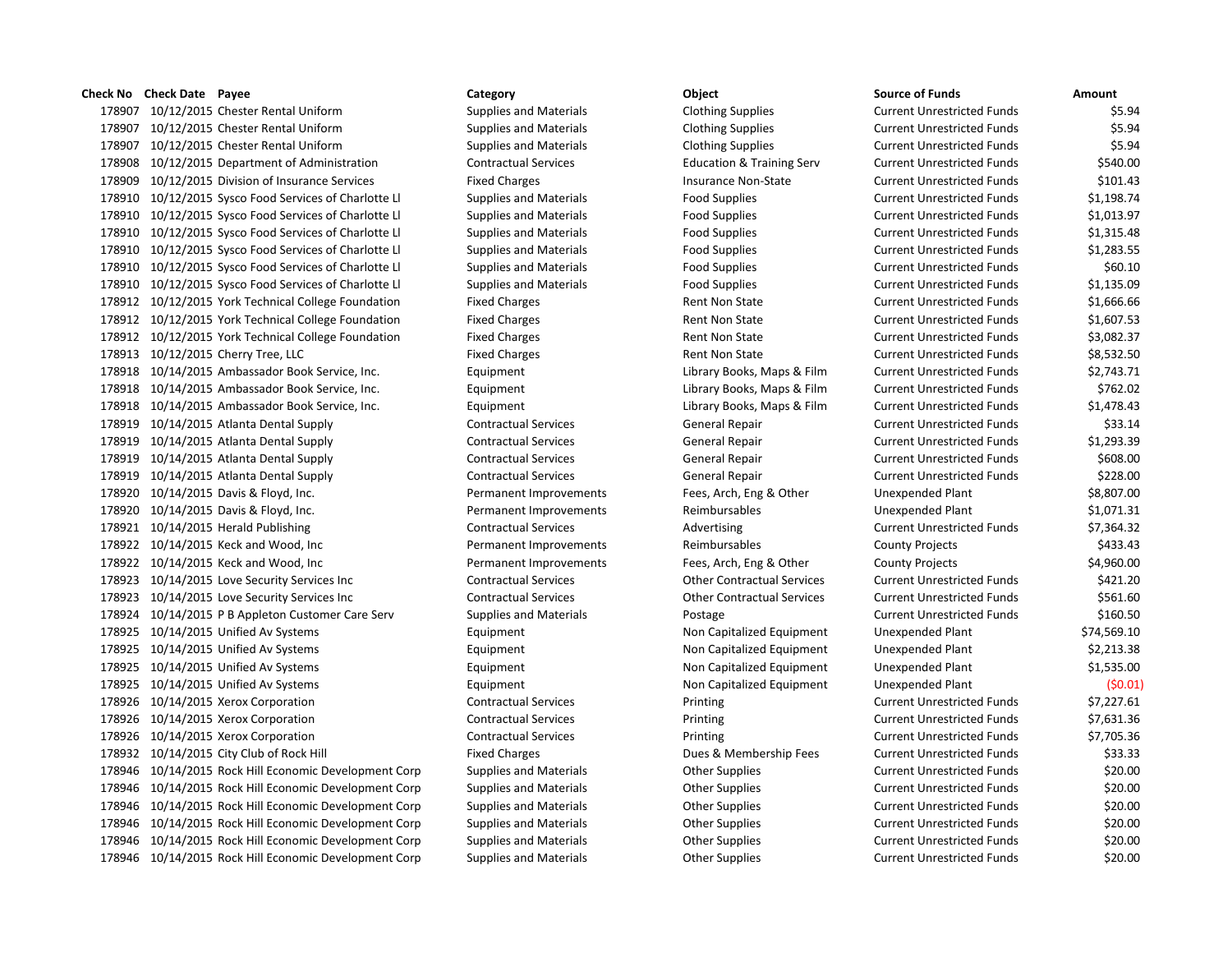| Check No | Check Date | Payee | Category | Object | Source of Funds | Amount |
|---|---|---|---|---|---|---|
| 178907 | 10/12/2015 | Chester Rental Uniform | Supplies and Materials | Clothing Supplies | Current Unrestricted Funds | $5.94 |
| 178907 | 10/12/2015 | Chester Rental Uniform | Supplies and Materials | Clothing Supplies | Current Unrestricted Funds | $5.94 |
| 178907 | 10/12/2015 | Chester Rental Uniform | Supplies and Materials | Clothing Supplies | Current Unrestricted Funds | $5.94 |
| 178908 | 10/12/2015 | Department of Administration | Contractual Services | Education & Training Serv | Current Unrestricted Funds | $540.00 |
| 178909 | 10/12/2015 | Division of Insurance Services | Fixed Charges | Insurance Non-State | Current Unrestricted Funds | $101.43 |
| 178910 | 10/12/2015 | Sysco Food Services of Charlotte Ll | Supplies and Materials | Food Supplies | Current Unrestricted Funds | $1,198.74 |
| 178910 | 10/12/2015 | Sysco Food Services of Charlotte Ll | Supplies and Materials | Food Supplies | Current Unrestricted Funds | $1,013.97 |
| 178910 | 10/12/2015 | Sysco Food Services of Charlotte Ll | Supplies and Materials | Food Supplies | Current Unrestricted Funds | $1,315.48 |
| 178910 | 10/12/2015 | Sysco Food Services of Charlotte Ll | Supplies and Materials | Food Supplies | Current Unrestricted Funds | $1,283.55 |
| 178910 | 10/12/2015 | Sysco Food Services of Charlotte Ll | Supplies and Materials | Food Supplies | Current Unrestricted Funds | $60.10 |
| 178910 | 10/12/2015 | Sysco Food Services of Charlotte Ll | Supplies and Materials | Food Supplies | Current Unrestricted Funds | $1,135.09 |
| 178912 | 10/12/2015 | York Technical College Foundation | Fixed Charges | Rent Non State | Current Unrestricted Funds | $1,666.66 |
| 178912 | 10/12/2015 | York Technical College Foundation | Fixed Charges | Rent Non State | Current Unrestricted Funds | $1,607.53 |
| 178912 | 10/12/2015 | York Technical College Foundation | Fixed Charges | Rent Non State | Current Unrestricted Funds | $3,082.37 |
| 178913 | 10/12/2015 | Cherry Tree, LLC | Fixed Charges | Rent Non State | Current Unrestricted Funds | $8,532.50 |
| 178918 | 10/14/2015 | Ambassador Book Service, Inc. | Equipment | Library Books, Maps & Film | Current Unrestricted Funds | $2,743.71 |
| 178918 | 10/14/2015 | Ambassador Book Service, Inc. | Equipment | Library Books, Maps & Film | Current Unrestricted Funds | $762.02 |
| 178918 | 10/14/2015 | Ambassador Book Service, Inc. | Equipment | Library Books, Maps & Film | Current Unrestricted Funds | $1,478.43 |
| 178919 | 10/14/2015 | Atlanta Dental Supply | Contractual Services | General Repair | Current Unrestricted Funds | $33.14 |
| 178919 | 10/14/2015 | Atlanta Dental Supply | Contractual Services | General Repair | Current Unrestricted Funds | $1,293.39 |
| 178919 | 10/14/2015 | Atlanta Dental Supply | Contractual Services | General Repair | Current Unrestricted Funds | $608.00 |
| 178919 | 10/14/2015 | Atlanta Dental Supply | Contractual Services | General Repair | Current Unrestricted Funds | $228.00 |
| 178920 | 10/14/2015 | Davis & Floyd, Inc. | Permanent Improvements | Fees, Arch, Eng & Other | Unexpended Plant | $8,807.00 |
| 178920 | 10/14/2015 | Davis & Floyd, Inc. | Permanent Improvements | Reimbursables | Unexpended Plant | $1,071.31 |
| 178921 | 10/14/2015 | Herald Publishing | Contractual Services | Advertising | Current Unrestricted Funds | $7,364.32 |
| 178922 | 10/14/2015 | Keck and Wood, Inc | Permanent Improvements | Reimbursables | County Projects | $433.43 |
| 178922 | 10/14/2015 | Keck and Wood, Inc | Permanent Improvements | Fees, Arch, Eng & Other | County Projects | $4,960.00 |
| 178923 | 10/14/2015 | Love Security Services Inc | Contractual Services | Other Contractual Services | Current Unrestricted Funds | $421.20 |
| 178923 | 10/14/2015 | Love Security Services Inc | Contractual Services | Other Contractual Services | Current Unrestricted Funds | $561.60 |
| 178924 | 10/14/2015 | P B Appleton Customer Care Serv | Supplies and Materials | Postage | Current Unrestricted Funds | $160.50 |
| 178925 | 10/14/2015 | Unified Av Systems | Equipment | Non Capitalized Equipment | Unexpended Plant | $74,569.10 |
| 178925 | 10/14/2015 | Unified Av Systems | Equipment | Non Capitalized Equipment | Unexpended Plant | $2,213.38 |
| 178925 | 10/14/2015 | Unified Av Systems | Equipment | Non Capitalized Equipment | Unexpended Plant | $1,535.00 |
| 178925 | 10/14/2015 | Unified Av Systems | Equipment | Non Capitalized Equipment | Unexpended Plant | ($0.01) |
| 178926 | 10/14/2015 | Xerox Corporation | Contractual Services | Printing | Current Unrestricted Funds | $7,227.61 |
| 178926 | 10/14/2015 | Xerox Corporation | Contractual Services | Printing | Current Unrestricted Funds | $7,631.36 |
| 178926 | 10/14/2015 | Xerox Corporation | Contractual Services | Printing | Current Unrestricted Funds | $7,705.36 |
| 178932 | 10/14/2015 | City Club of Rock Hill | Fixed Charges | Dues & Membership Fees | Current Unrestricted Funds | $33.33 |
| 178946 | 10/14/2015 | Rock Hill Economic Development Corp | Supplies and Materials | Other Supplies | Current Unrestricted Funds | $20.00 |
| 178946 | 10/14/2015 | Rock Hill Economic Development Corp | Supplies and Materials | Other Supplies | Current Unrestricted Funds | $20.00 |
| 178946 | 10/14/2015 | Rock Hill Economic Development Corp | Supplies and Materials | Other Supplies | Current Unrestricted Funds | $20.00 |
| 178946 | 10/14/2015 | Rock Hill Economic Development Corp | Supplies and Materials | Other Supplies | Current Unrestricted Funds | $20.00 |
| 178946 | 10/14/2015 | Rock Hill Economic Development Corp | Supplies and Materials | Other Supplies | Current Unrestricted Funds | $20.00 |
| 178946 | 10/14/2015 | Rock Hill Economic Development Corp | Supplies and Materials | Other Supplies | Current Unrestricted Funds | $20.00 |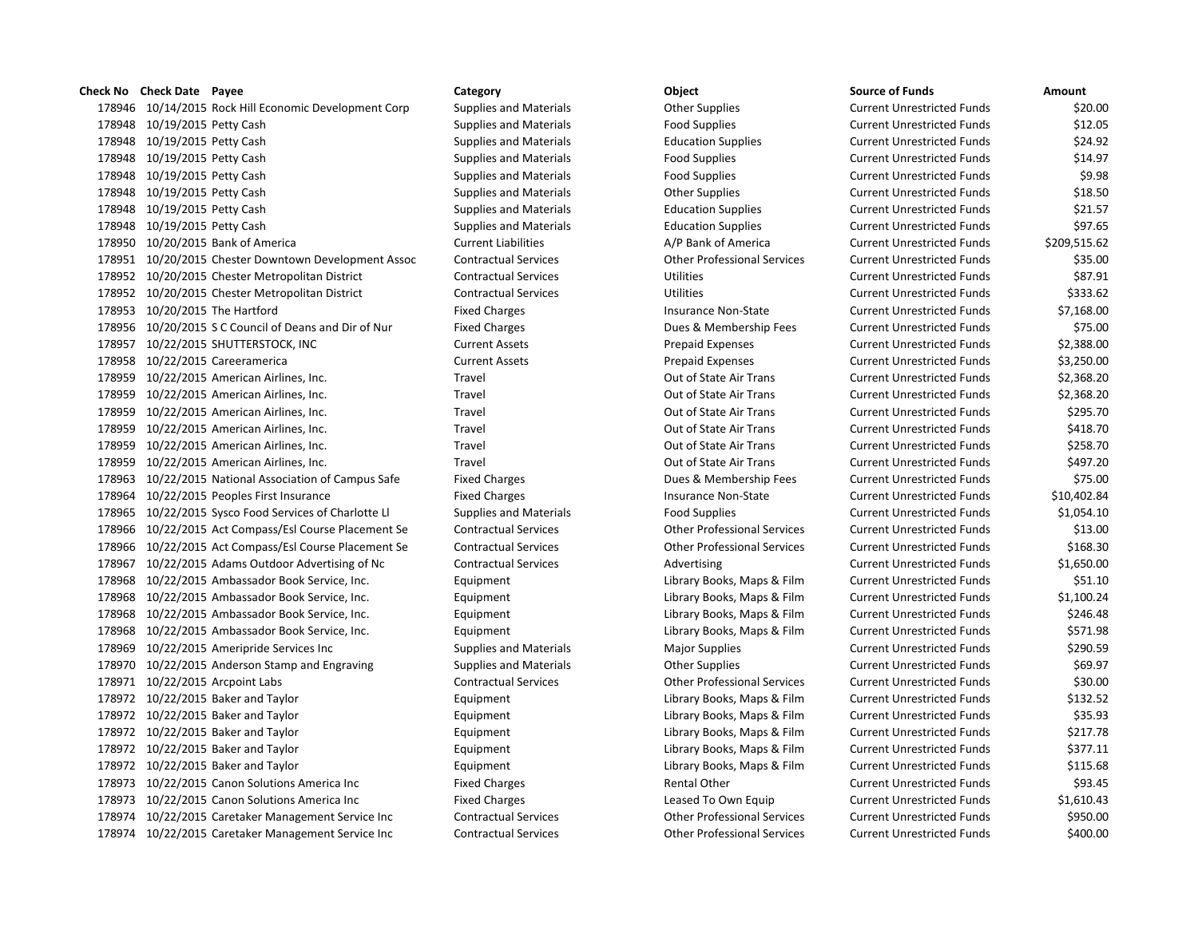| Check No | Check Date | Payee | Category | Object | Source of Funds | Amount |
|---|---|---|---|---|---|---|
| 178946 | 10/14/2015 | Rock Hill Economic Development Corp | Supplies and Materials | Other Supplies | Current Unrestricted Funds | $20.00 |
| 178948 | 10/19/2015 | Petty Cash | Supplies and Materials | Food Supplies | Current Unrestricted Funds | $12.05 |
| 178948 | 10/19/2015 | Petty Cash | Supplies and Materials | Education Supplies | Current Unrestricted Funds | $24.92 |
| 178948 | 10/19/2015 | Petty Cash | Supplies and Materials | Food Supplies | Current Unrestricted Funds | $14.97 |
| 178948 | 10/19/2015 | Petty Cash | Supplies and Materials | Food Supplies | Current Unrestricted Funds | $9.98 |
| 178948 | 10/19/2015 | Petty Cash | Supplies and Materials | Other Supplies | Current Unrestricted Funds | $18.50 |
| 178948 | 10/19/2015 | Petty Cash | Supplies and Materials | Education Supplies | Current Unrestricted Funds | $21.57 |
| 178948 | 10/19/2015 | Petty Cash | Supplies and Materials | Education Supplies | Current Unrestricted Funds | $97.65 |
| 178950 | 10/20/2015 | Bank of America | Current Liabilities | A/P Bank of America | Current Unrestricted Funds | $209,515.62 |
| 178951 | 10/20/2015 | Chester Downtown Development Assoc | Contractual Services | Other Professional Services | Current Unrestricted Funds | $35.00 |
| 178952 | 10/20/2015 | Chester Metropolitan District | Contractual Services | Utilities | Current Unrestricted Funds | $87.91 |
| 178952 | 10/20/2015 | Chester Metropolitan District | Contractual Services | Utilities | Current Unrestricted Funds | $333.62 |
| 178953 | 10/20/2015 | The Hartford | Fixed Charges | Insurance Non-State | Current Unrestricted Funds | $7,168.00 |
| 178956 | 10/20/2015 | S C Council of Deans and Dir of Nur | Fixed Charges | Dues & Membership Fees | Current Unrestricted Funds | $75.00 |
| 178957 | 10/22/2015 | SHUTTERSTOCK, INC | Current Assets | Prepaid Expenses | Current Unrestricted Funds | $2,388.00 |
| 178958 | 10/22/2015 | Careeramerica | Current Assets | Prepaid Expenses | Current Unrestricted Funds | $3,250.00 |
| 178959 | 10/22/2015 | American Airlines, Inc. | Travel | Out of State Air Trans | Current Unrestricted Funds | $2,368.20 |
| 178959 | 10/22/2015 | American Airlines, Inc. | Travel | Out of State Air Trans | Current Unrestricted Funds | $2,368.20 |
| 178959 | 10/22/2015 | American Airlines, Inc. | Travel | Out of State Air Trans | Current Unrestricted Funds | $295.70 |
| 178959 | 10/22/2015 | American Airlines, Inc. | Travel | Out of State Air Trans | Current Unrestricted Funds | $418.70 |
| 178959 | 10/22/2015 | American Airlines, Inc. | Travel | Out of State Air Trans | Current Unrestricted Funds | $258.70 |
| 178959 | 10/22/2015 | American Airlines, Inc. | Travel | Out of State Air Trans | Current Unrestricted Funds | $497.20 |
| 178963 | 10/22/2015 | National Association of Campus Safe | Fixed Charges | Dues & Membership Fees | Current Unrestricted Funds | $75.00 |
| 178964 | 10/22/2015 | Peoples First Insurance | Fixed Charges | Insurance Non-State | Current Unrestricted Funds | $10,402.84 |
| 178965 | 10/22/2015 | Sysco Food Services of Charlotte Ll | Supplies and Materials | Food Supplies | Current Unrestricted Funds | $1,054.10 |
| 178966 | 10/22/2015 | Act Compass/Esl Course Placement Se | Contractual Services | Other Professional Services | Current Unrestricted Funds | $13.00 |
| 178966 | 10/22/2015 | Act Compass/Esl Course Placement Se | Contractual Services | Other Professional Services | Current Unrestricted Funds | $168.30 |
| 178967 | 10/22/2015 | Adams Outdoor Advertising of Nc | Contractual Services | Advertising | Current Unrestricted Funds | $1,650.00 |
| 178968 | 10/22/2015 | Ambassador Book Service, Inc. | Equipment | Library Books, Maps & Film | Current Unrestricted Funds | $51.10 |
| 178968 | 10/22/2015 | Ambassador Book Service, Inc. | Equipment | Library Books, Maps & Film | Current Unrestricted Funds | $1,100.24 |
| 178968 | 10/22/2015 | Ambassador Book Service, Inc. | Equipment | Library Books, Maps & Film | Current Unrestricted Funds | $246.48 |
| 178968 | 10/22/2015 | Ambassador Book Service, Inc. | Equipment | Library Books, Maps & Film | Current Unrestricted Funds | $571.98 |
| 178969 | 10/22/2015 | Ameripride Services Inc | Supplies and Materials | Major Supplies | Current Unrestricted Funds | $290.59 |
| 178970 | 10/22/2015 | Anderson Stamp and Engraving | Supplies and Materials | Other Supplies | Current Unrestricted Funds | $69.97 |
| 178971 | 10/22/2015 | Arcpoint Labs | Contractual Services | Other Professional Services | Current Unrestricted Funds | $30.00 |
| 178972 | 10/22/2015 | Baker and Taylor | Equipment | Library Books, Maps & Film | Current Unrestricted Funds | $132.52 |
| 178972 | 10/22/2015 | Baker and Taylor | Equipment | Library Books, Maps & Film | Current Unrestricted Funds | $35.93 |
| 178972 | 10/22/2015 | Baker and Taylor | Equipment | Library Books, Maps & Film | Current Unrestricted Funds | $217.78 |
| 178972 | 10/22/2015 | Baker and Taylor | Equipment | Library Books, Maps & Film | Current Unrestricted Funds | $377.11 |
| 178972 | 10/22/2015 | Baker and Taylor | Equipment | Library Books, Maps & Film | Current Unrestricted Funds | $115.68 |
| 178973 | 10/22/2015 | Canon Solutions America Inc | Fixed Charges | Rental Other | Current Unrestricted Funds | $93.45 |
| 178973 | 10/22/2015 | Canon Solutions America Inc | Fixed Charges | Leased To Own Equip | Current Unrestricted Funds | $1,610.43 |
| 178974 | 10/22/2015 | Caretaker Management Service Inc | Contractual Services | Other Professional Services | Current Unrestricted Funds | $950.00 |
| 178974 | 10/22/2015 | Caretaker Management Service Inc | Contractual Services | Other Professional Services | Current Unrestricted Funds | $400.00 |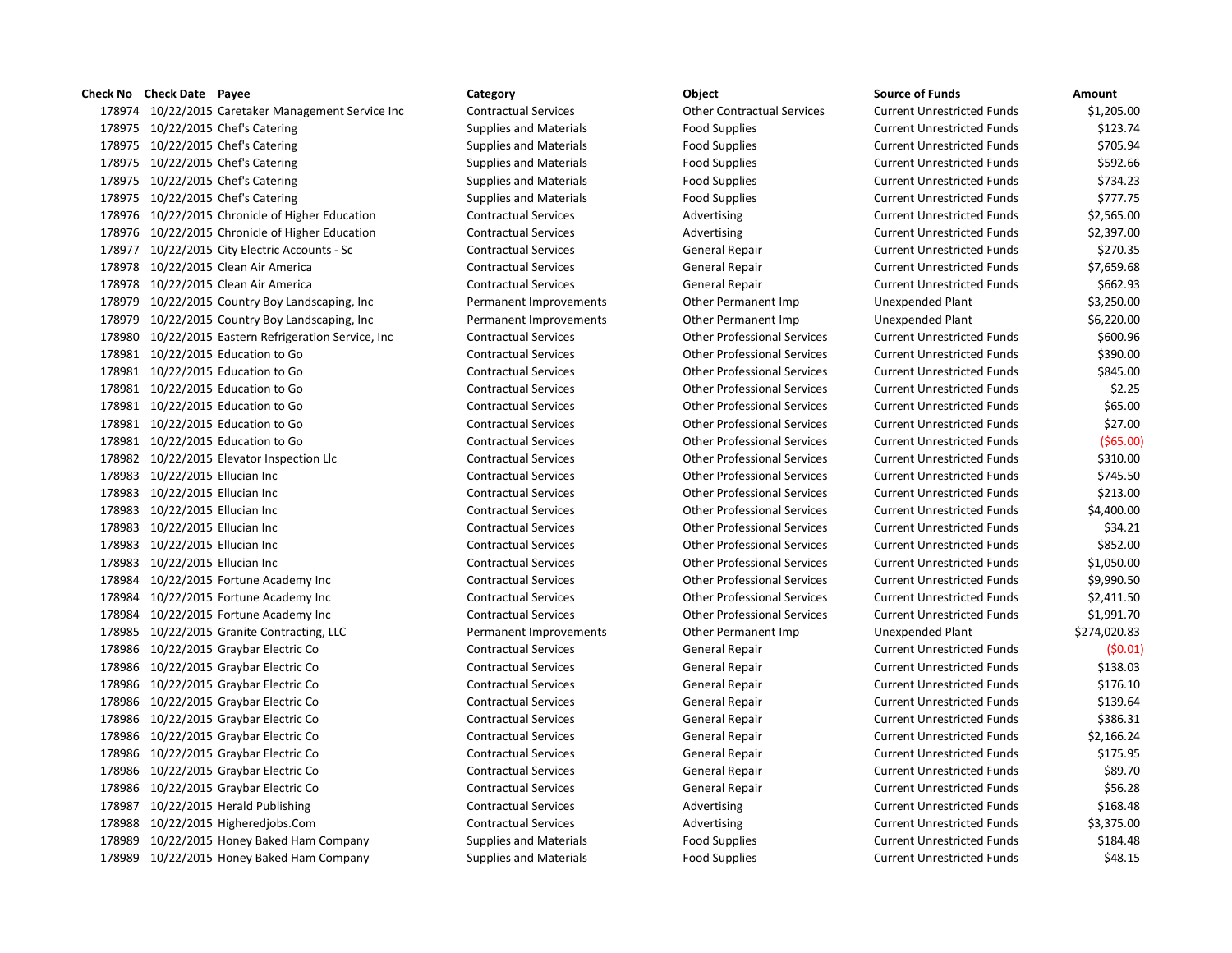| Check No | Check Date | Payee | Category | Object | Source of Funds | Amount |
|---|---|---|---|---|---|---|
| 178974 | 10/22/2015 | Caretaker Management Service Inc | Contractual Services | Other Contractual Services | Current Unrestricted Funds | $1,205.00 |
| 178975 | 10/22/2015 | Chef's Catering | Supplies and Materials | Food Supplies | Current Unrestricted Funds | $123.74 |
| 178975 | 10/22/2015 | Chef's Catering | Supplies and Materials | Food Supplies | Current Unrestricted Funds | $705.94 |
| 178975 | 10/22/2015 | Chef's Catering | Supplies and Materials | Food Supplies | Current Unrestricted Funds | $592.66 |
| 178975 | 10/22/2015 | Chef's Catering | Supplies and Materials | Food Supplies | Current Unrestricted Funds | $734.23 |
| 178975 | 10/22/2015 | Chef's Catering | Supplies and Materials | Food Supplies | Current Unrestricted Funds | $777.75 |
| 178976 | 10/22/2015 | Chronicle of Higher Education | Contractual Services | Advertising | Current Unrestricted Funds | $2,565.00 |
| 178976 | 10/22/2015 | Chronicle of Higher Education | Contractual Services | Advertising | Current Unrestricted Funds | $2,397.00 |
| 178977 | 10/22/2015 | City Electric Accounts - Sc | Contractual Services | General Repair | Current Unrestricted Funds | $270.35 |
| 178978 | 10/22/2015 | Clean Air America | Contractual Services | General Repair | Current Unrestricted Funds | $7,659.68 |
| 178978 | 10/22/2015 | Clean Air America | Contractual Services | General Repair | Current Unrestricted Funds | $662.93 |
| 178979 | 10/22/2015 | Country Boy Landscaping, Inc | Permanent Improvements | Other Permanent Imp | Unexpended Plant | $3,250.00 |
| 178979 | 10/22/2015 | Country Boy Landscaping, Inc | Permanent Improvements | Other Permanent Imp | Unexpended Plant | $6,220.00 |
| 178980 | 10/22/2015 | Eastern Refrigeration Service, Inc | Contractual Services | Other Professional Services | Current Unrestricted Funds | $600.96 |
| 178981 | 10/22/2015 | Education to Go | Contractual Services | Other Professional Services | Current Unrestricted Funds | $390.00 |
| 178981 | 10/22/2015 | Education to Go | Contractual Services | Other Professional Services | Current Unrestricted Funds | $845.00 |
| 178981 | 10/22/2015 | Education to Go | Contractual Services | Other Professional Services | Current Unrestricted Funds | $2.25 |
| 178981 | 10/22/2015 | Education to Go | Contractual Services | Other Professional Services | Current Unrestricted Funds | $65.00 |
| 178981 | 10/22/2015 | Education to Go | Contractual Services | Other Professional Services | Current Unrestricted Funds | $27.00 |
| 178981 | 10/22/2015 | Education to Go | Contractual Services | Other Professional Services | Current Unrestricted Funds | ($65.00) |
| 178982 | 10/22/2015 | Elevator Inspection Llc | Contractual Services | Other Professional Services | Current Unrestricted Funds | $310.00 |
| 178983 | 10/22/2015 | Ellucian Inc | Contractual Services | Other Professional Services | Current Unrestricted Funds | $745.50 |
| 178983 | 10/22/2015 | Ellucian Inc | Contractual Services | Other Professional Services | Current Unrestricted Funds | $213.00 |
| 178983 | 10/22/2015 | Ellucian Inc | Contractual Services | Other Professional Services | Current Unrestricted Funds | $4,400.00 |
| 178983 | 10/22/2015 | Ellucian Inc | Contractual Services | Other Professional Services | Current Unrestricted Funds | $34.21 |
| 178983 | 10/22/2015 | Ellucian Inc | Contractual Services | Other Professional Services | Current Unrestricted Funds | $852.00 |
| 178983 | 10/22/2015 | Ellucian Inc | Contractual Services | Other Professional Services | Current Unrestricted Funds | $1,050.00 |
| 178984 | 10/22/2015 | Fortune Academy Inc | Contractual Services | Other Professional Services | Current Unrestricted Funds | $9,990.50 |
| 178984 | 10/22/2015 | Fortune Academy Inc | Contractual Services | Other Professional Services | Current Unrestricted Funds | $2,411.50 |
| 178984 | 10/22/2015 | Fortune Academy Inc | Contractual Services | Other Professional Services | Current Unrestricted Funds | $1,991.70 |
| 178985 | 10/22/2015 | Granite Contracting, LLC | Permanent Improvements | Other Permanent Imp | Unexpended Plant | $274,020.83 |
| 178986 | 10/22/2015 | Graybar Electric Co | Contractual Services | General Repair | Current Unrestricted Funds | ($0.01) |
| 178986 | 10/22/2015 | Graybar Electric Co | Contractual Services | General Repair | Current Unrestricted Funds | $138.03 |
| 178986 | 10/22/2015 | Graybar Electric Co | Contractual Services | General Repair | Current Unrestricted Funds | $176.10 |
| 178986 | 10/22/2015 | Graybar Electric Co | Contractual Services | General Repair | Current Unrestricted Funds | $139.64 |
| 178986 | 10/22/2015 | Graybar Electric Co | Contractual Services | General Repair | Current Unrestricted Funds | $386.31 |
| 178986 | 10/22/2015 | Graybar Electric Co | Contractual Services | General Repair | Current Unrestricted Funds | $2,166.24 |
| 178986 | 10/22/2015 | Graybar Electric Co | Contractual Services | General Repair | Current Unrestricted Funds | $175.95 |
| 178986 | 10/22/2015 | Graybar Electric Co | Contractual Services | General Repair | Current Unrestricted Funds | $89.70 |
| 178986 | 10/22/2015 | Graybar Electric Co | Contractual Services | General Repair | Current Unrestricted Funds | $56.28 |
| 178987 | 10/22/2015 | Herald Publishing | Contractual Services | Advertising | Current Unrestricted Funds | $168.48 |
| 178988 | 10/22/2015 | Higheredjobs.Com | Contractual Services | Advertising | Current Unrestricted Funds | $3,375.00 |
| 178989 | 10/22/2015 | Honey Baked Ham Company | Supplies and Materials | Food Supplies | Current Unrestricted Funds | $184.48 |
| 178989 | 10/22/2015 | Honey Baked Ham Company | Supplies and Materials | Food Supplies | Current Unrestricted Funds | $48.15 |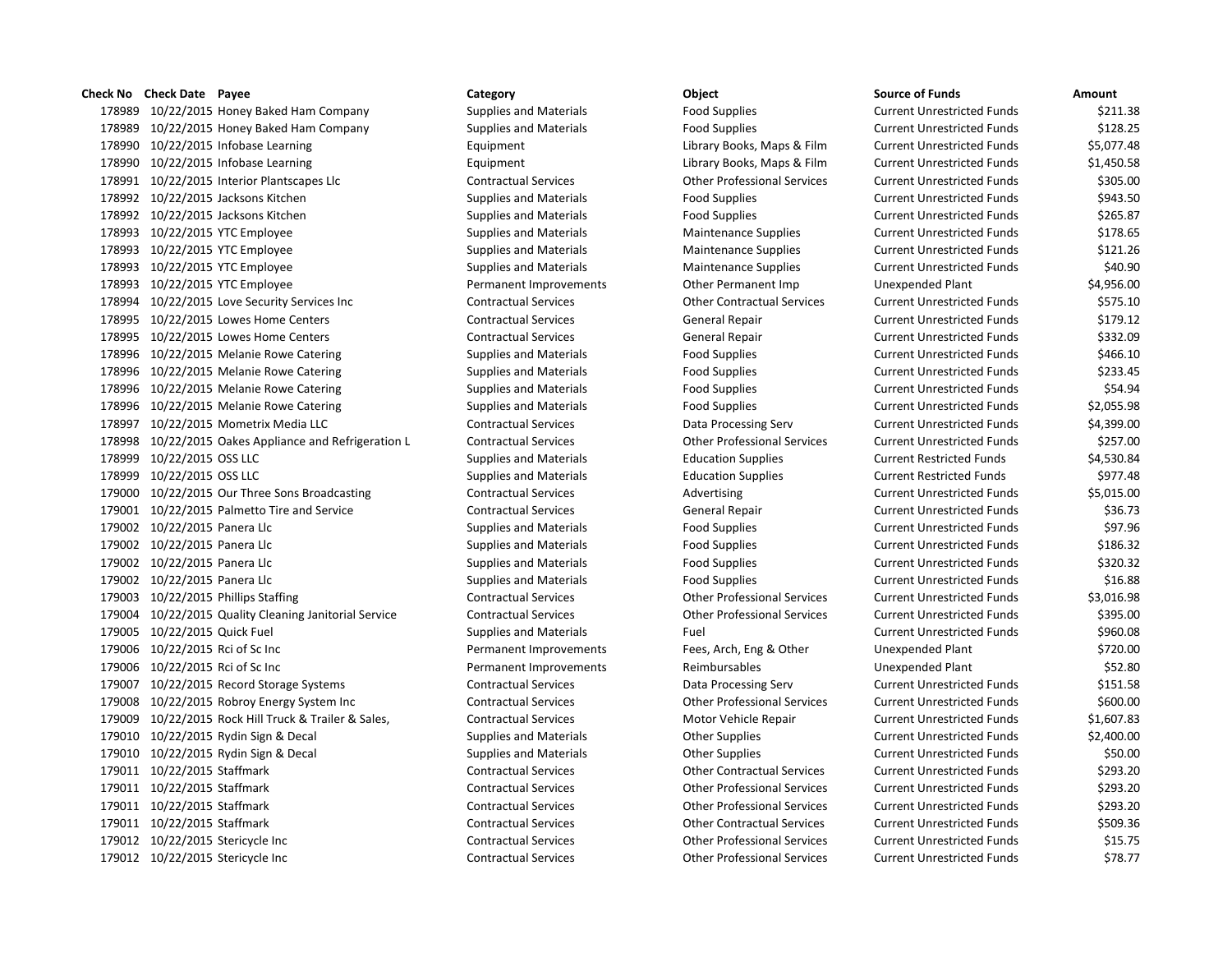| Check No | Check Date | Payee | Category | Object | Source of Funds | Amount |
|---|---|---|---|---|---|---|
| 178989 | 10/22/2015 | Honey Baked Ham Company | Supplies and Materials | Food Supplies | Current Unrestricted Funds | $211.38 |
| 178989 | 10/22/2015 | Honey Baked Ham Company | Supplies and Materials | Food Supplies | Current Unrestricted Funds | $128.25 |
| 178990 | 10/22/2015 | Infobase Learning | Equipment | Library Books, Maps & Film | Current Unrestricted Funds | $5,077.48 |
| 178990 | 10/22/2015 | Infobase Learning | Equipment | Library Books, Maps & Film | Current Unrestricted Funds | $1,450.58 |
| 178991 | 10/22/2015 | Interior Plantscapes Llc | Contractual Services | Other Professional Services | Current Unrestricted Funds | $305.00 |
| 178992 | 10/22/2015 | Jacksons Kitchen | Supplies and Materials | Food Supplies | Current Unrestricted Funds | $943.50 |
| 178992 | 10/22/2015 | Jacksons Kitchen | Supplies and Materials | Food Supplies | Current Unrestricted Funds | $265.87 |
| 178993 | 10/22/2015 | YTC Employee | Supplies and Materials | Maintenance Supplies | Current Unrestricted Funds | $178.65 |
| 178993 | 10/22/2015 | YTC Employee | Supplies and Materials | Maintenance Supplies | Current Unrestricted Funds | $121.26 |
| 178993 | 10/22/2015 | YTC Employee | Supplies and Materials | Maintenance Supplies | Current Unrestricted Funds | $40.90 |
| 178993 | 10/22/2015 | YTC Employee | Permanent Improvements | Other Permanent Imp | Unexpended Plant | $4,956.00 |
| 178994 | 10/22/2015 | Love Security Services Inc | Contractual Services | Other Contractual Services | Current Unrestricted Funds | $575.10 |
| 178995 | 10/22/2015 | Lowes Home Centers | Contractual Services | General Repair | Current Unrestricted Funds | $179.12 |
| 178995 | 10/22/2015 | Lowes Home Centers | Contractual Services | General Repair | Current Unrestricted Funds | $332.09 |
| 178996 | 10/22/2015 | Melanie Rowe Catering | Supplies and Materials | Food Supplies | Current Unrestricted Funds | $466.10 |
| 178996 | 10/22/2015 | Melanie Rowe Catering | Supplies and Materials | Food Supplies | Current Unrestricted Funds | $233.45 |
| 178996 | 10/22/2015 | Melanie Rowe Catering | Supplies and Materials | Food Supplies | Current Unrestricted Funds | $54.94 |
| 178996 | 10/22/2015 | Melanie Rowe Catering | Supplies and Materials | Food Supplies | Current Unrestricted Funds | $2,055.98 |
| 178997 | 10/22/2015 | Mometrix Media LLC | Contractual Services | Data Processing Serv | Current Unrestricted Funds | $4,399.00 |
| 178998 | 10/22/2015 | Oakes Appliance and Refrigeration L | Contractual Services | Other Professional Services | Current Unrestricted Funds | $257.00 |
| 178999 | 10/22/2015 | OSS LLC | Supplies and Materials | Education Supplies | Current Restricted Funds | $4,530.84 |
| 178999 | 10/22/2015 | OSS LLC | Supplies and Materials | Education Supplies | Current Restricted Funds | $977.48 |
| 179000 | 10/22/2015 | Our Three Sons Broadcasting | Contractual Services | Advertising | Current Unrestricted Funds | $5,015.00 |
| 179001 | 10/22/2015 | Palmetto Tire and Service | Contractual Services | General Repair | Current Unrestricted Funds | $36.73 |
| 179002 | 10/22/2015 | Panera Llc | Supplies and Materials | Food Supplies | Current Unrestricted Funds | $97.96 |
| 179002 | 10/22/2015 | Panera Llc | Supplies and Materials | Food Supplies | Current Unrestricted Funds | $186.32 |
| 179002 | 10/22/2015 | Panera Llc | Supplies and Materials | Food Supplies | Current Unrestricted Funds | $320.32 |
| 179002 | 10/22/2015 | Panera Llc | Supplies and Materials | Food Supplies | Current Unrestricted Funds | $16.88 |
| 179003 | 10/22/2015 | Phillips Staffing | Contractual Services | Other Professional Services | Current Unrestricted Funds | $3,016.98 |
| 179004 | 10/22/2015 | Quality Cleaning Janitorial Service | Contractual Services | Other Professional Services | Current Unrestricted Funds | $395.00 |
| 179005 | 10/22/2015 | Quick Fuel | Supplies and Materials | Fuel | Current Unrestricted Funds | $960.08 |
| 179006 | 10/22/2015 | Rci of Sc Inc | Permanent Improvements | Fees, Arch, Eng & Other | Unexpended Plant | $720.00 |
| 179006 | 10/22/2015 | Rci of Sc Inc | Permanent Improvements | Reimbursables | Unexpended Plant | $52.80 |
| 179007 | 10/22/2015 | Record Storage Systems | Contractual Services | Data Processing Serv | Current Unrestricted Funds | $151.58 |
| 179008 | 10/22/2015 | Robroy Energy System Inc | Contractual Services | Other Professional Services | Current Unrestricted Funds | $600.00 |
| 179009 | 10/22/2015 | Rock Hill Truck & Trailer & Sales, | Contractual Services | Motor Vehicle Repair | Current Unrestricted Funds | $1,607.83 |
| 179010 | 10/22/2015 | Rydin Sign & Decal | Supplies and Materials | Other Supplies | Current Unrestricted Funds | $2,400.00 |
| 179010 | 10/22/2015 | Rydin Sign & Decal | Supplies and Materials | Other Supplies | Current Unrestricted Funds | $50.00 |
| 179011 | 10/22/2015 | Staffmark | Contractual Services | Other Contractual Services | Current Unrestricted Funds | $293.20 |
| 179011 | 10/22/2015 | Staffmark | Contractual Services | Other Professional Services | Current Unrestricted Funds | $293.20 |
| 179011 | 10/22/2015 | Staffmark | Contractual Services | Other Professional Services | Current Unrestricted Funds | $293.20 |
| 179011 | 10/22/2015 | Staffmark | Contractual Services | Other Contractual Services | Current Unrestricted Funds | $509.36 |
| 179012 | 10/22/2015 | Stericycle Inc | Contractual Services | Other Professional Services | Current Unrestricted Funds | $15.75 |
| 179012 | 10/22/2015 | Stericycle Inc | Contractual Services | Other Professional Services | Current Unrestricted Funds | $78.77 |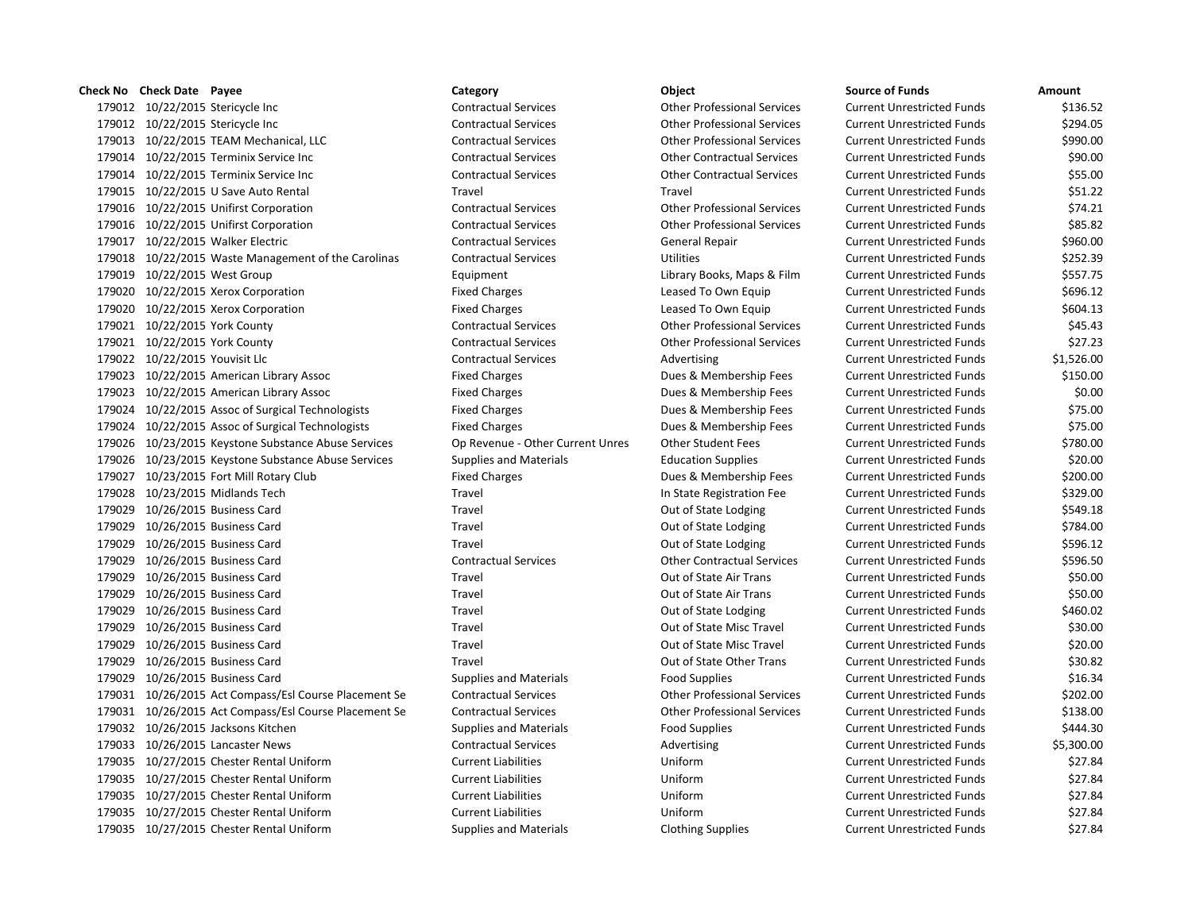| Check No | Check Date | Payee | Category | Object | Source of Funds | Amount |
|---|---|---|---|---|---|---|
| 179012 | 10/22/2015 | Stericycle Inc | Contractual Services | Other Professional Services | Current Unrestricted Funds | $136.52 |
| 179012 | 10/22/2015 | Stericycle Inc | Contractual Services | Other Professional Services | Current Unrestricted Funds | $294.05 |
| 179013 | 10/22/2015 | TEAM Mechanical, LLC | Contractual Services | Other Professional Services | Current Unrestricted Funds | $990.00 |
| 179014 | 10/22/2015 | Terminix Service Inc | Contractual Services | Other Contractual Services | Current Unrestricted Funds | $90.00 |
| 179014 | 10/22/2015 | Terminix Service Inc | Contractual Services | Other Contractual Services | Current Unrestricted Funds | $55.00 |
| 179015 | 10/22/2015 | U Save Auto Rental | Travel | Travel | Current Unrestricted Funds | $51.22 |
| 179016 | 10/22/2015 | Unifirst Corporation | Contractual Services | Other Professional Services | Current Unrestricted Funds | $74.21 |
| 179016 | 10/22/2015 | Unifirst Corporation | Contractual Services | Other Professional Services | Current Unrestricted Funds | $85.82 |
| 179017 | 10/22/2015 | Walker Electric | Contractual Services | General Repair | Current Unrestricted Funds | $960.00 |
| 179018 | 10/22/2015 | Waste Management of the Carolinas | Contractual Services | Utilities | Current Unrestricted Funds | $252.39 |
| 179019 | 10/22/2015 | West Group | Equipment | Library Books, Maps & Film | Current Unrestricted Funds | $557.75 |
| 179020 | 10/22/2015 | Xerox Corporation | Fixed Charges | Leased To Own Equip | Current Unrestricted Funds | $696.12 |
| 179020 | 10/22/2015 | Xerox Corporation | Fixed Charges | Leased To Own Equip | Current Unrestricted Funds | $604.13 |
| 179021 | 10/22/2015 | York County | Contractual Services | Other Professional Services | Current Unrestricted Funds | $45.43 |
| 179021 | 10/22/2015 | York County | Contractual Services | Other Professional Services | Current Unrestricted Funds | $27.23 |
| 179022 | 10/22/2015 | Youvisit Llc | Contractual Services | Advertising | Current Unrestricted Funds | $1,526.00 |
| 179023 | 10/22/2015 | American Library Assoc | Fixed Charges | Dues & Membership Fees | Current Unrestricted Funds | $150.00 |
| 179023 | 10/22/2015 | American Library Assoc | Fixed Charges | Dues & Membership Fees | Current Unrestricted Funds | $0.00 |
| 179024 | 10/22/2015 | Assoc of Surgical Technologists | Fixed Charges | Dues & Membership Fees | Current Unrestricted Funds | $75.00 |
| 179024 | 10/22/2015 | Assoc of Surgical Technologists | Fixed Charges | Dues & Membership Fees | Current Unrestricted Funds | $75.00 |
| 179026 | 10/23/2015 | Keystone Substance Abuse Services | Op Revenue - Other Current Unres | Other Student Fees | Current Unrestricted Funds | $780.00 |
| 179026 | 10/23/2015 | Keystone Substance Abuse Services | Supplies and Materials | Education Supplies | Current Unrestricted Funds | $20.00 |
| 179027 | 10/23/2015 | Fort Mill Rotary Club | Fixed Charges | Dues & Membership Fees | Current Unrestricted Funds | $200.00 |
| 179028 | 10/23/2015 | Midlands Tech | Travel | In State Registration Fee | Current Unrestricted Funds | $329.00 |
| 179029 | 10/26/2015 | Business Card | Travel | Out of State Lodging | Current Unrestricted Funds | $549.18 |
| 179029 | 10/26/2015 | Business Card | Travel | Out of State Lodging | Current Unrestricted Funds | $784.00 |
| 179029 | 10/26/2015 | Business Card | Travel | Out of State Lodging | Current Unrestricted Funds | $596.12 |
| 179029 | 10/26/2015 | Business Card | Contractual Services | Other Contractual Services | Current Unrestricted Funds | $596.50 |
| 179029 | 10/26/2015 | Business Card | Travel | Out of State Air Trans | Current Unrestricted Funds | $50.00 |
| 179029 | 10/26/2015 | Business Card | Travel | Out of State Air Trans | Current Unrestricted Funds | $50.00 |
| 179029 | 10/26/2015 | Business Card | Travel | Out of State Lodging | Current Unrestricted Funds | $460.02 |
| 179029 | 10/26/2015 | Business Card | Travel | Out of State Misc Travel | Current Unrestricted Funds | $30.00 |
| 179029 | 10/26/2015 | Business Card | Travel | Out of State Misc Travel | Current Unrestricted Funds | $20.00 |
| 179029 | 10/26/2015 | Business Card | Travel | Out of State Other Trans | Current Unrestricted Funds | $30.82 |
| 179029 | 10/26/2015 | Business Card | Supplies and Materials | Food Supplies | Current Unrestricted Funds | $16.34 |
| 179031 | 10/26/2015 | Act Compass/Esl Course Placement Se | Contractual Services | Other Professional Services | Current Unrestricted Funds | $202.00 |
| 179031 | 10/26/2015 | Act Compass/Esl Course Placement Se | Contractual Services | Other Professional Services | Current Unrestricted Funds | $138.00 |
| 179032 | 10/26/2015 | Jacksons Kitchen | Supplies and Materials | Food Supplies | Current Unrestricted Funds | $444.30 |
| 179033 | 10/26/2015 | Lancaster News | Contractual Services | Advertising | Current Unrestricted Funds | $5,300.00 |
| 179035 | 10/27/2015 | Chester Rental Uniform | Current Liabilities | Uniform | Current Unrestricted Funds | $27.84 |
| 179035 | 10/27/2015 | Chester Rental Uniform | Current Liabilities | Uniform | Current Unrestricted Funds | $27.84 |
| 179035 | 10/27/2015 | Chester Rental Uniform | Current Liabilities | Uniform | Current Unrestricted Funds | $27.84 |
| 179035 | 10/27/2015 | Chester Rental Uniform | Current Liabilities | Uniform | Current Unrestricted Funds | $27.84 |
| 179035 | 10/27/2015 | Chester Rental Uniform | Supplies and Materials | Clothing Supplies | Current Unrestricted Funds | $27.84 |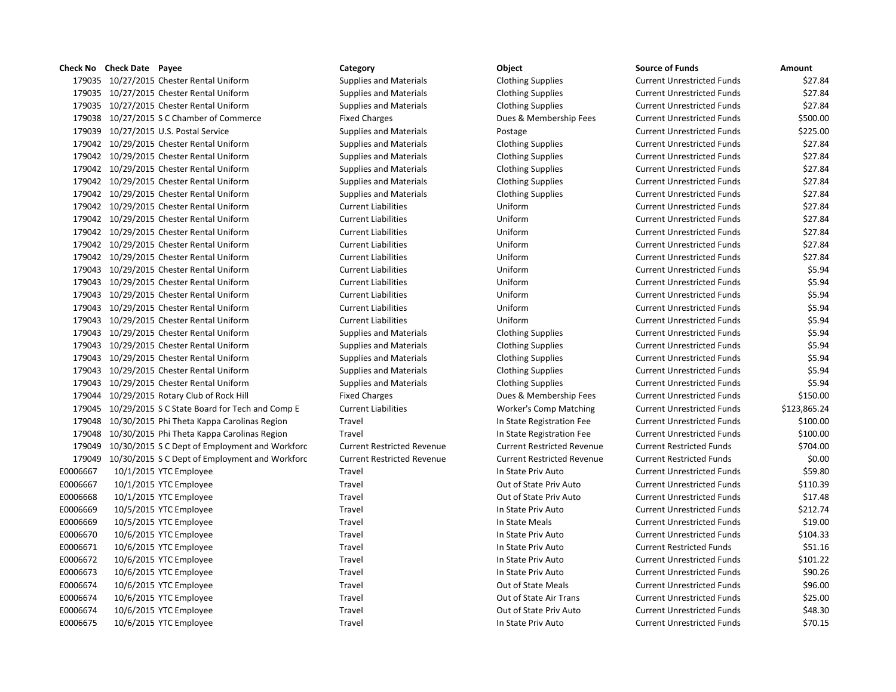| Check No | Check Date | Payee | Category | Object | Source of Funds | Amount |
|---|---|---|---|---|---|---|
| 179035 | 10/27/2015 | Chester Rental Uniform | Supplies and Materials | Clothing Supplies | Current Unrestricted Funds | $27.84 |
| 179035 | 10/27/2015 | Chester Rental Uniform | Supplies and Materials | Clothing Supplies | Current Unrestricted Funds | $27.84 |
| 179035 | 10/27/2015 | Chester Rental Uniform | Supplies and Materials | Clothing Supplies | Current Unrestricted Funds | $27.84 |
| 179038 | 10/27/2015 | S C Chamber of Commerce | Fixed Charges | Dues & Membership Fees | Current Unrestricted Funds | $500.00 |
| 179039 | 10/27/2015 | U.S. Postal Service | Supplies and Materials | Postage | Current Unrestricted Funds | $225.00 |
| 179042 | 10/29/2015 | Chester Rental Uniform | Supplies and Materials | Clothing Supplies | Current Unrestricted Funds | $27.84 |
| 179042 | 10/29/2015 | Chester Rental Uniform | Supplies and Materials | Clothing Supplies | Current Unrestricted Funds | $27.84 |
| 179042 | 10/29/2015 | Chester Rental Uniform | Supplies and Materials | Clothing Supplies | Current Unrestricted Funds | $27.84 |
| 179042 | 10/29/2015 | Chester Rental Uniform | Supplies and Materials | Clothing Supplies | Current Unrestricted Funds | $27.84 |
| 179042 | 10/29/2015 | Chester Rental Uniform | Supplies and Materials | Clothing Supplies | Current Unrestricted Funds | $27.84 |
| 179042 | 10/29/2015 | Chester Rental Uniform | Current Liabilities | Uniform | Current Unrestricted Funds | $27.84 |
| 179042 | 10/29/2015 | Chester Rental Uniform | Current Liabilities | Uniform | Current Unrestricted Funds | $27.84 |
| 179042 | 10/29/2015 | Chester Rental Uniform | Current Liabilities | Uniform | Current Unrestricted Funds | $27.84 |
| 179042 | 10/29/2015 | Chester Rental Uniform | Current Liabilities | Uniform | Current Unrestricted Funds | $27.84 |
| 179042 | 10/29/2015 | Chester Rental Uniform | Current Liabilities | Uniform | Current Unrestricted Funds | $27.84 |
| 179043 | 10/29/2015 | Chester Rental Uniform | Current Liabilities | Uniform | Current Unrestricted Funds | $5.94 |
| 179043 | 10/29/2015 | Chester Rental Uniform | Current Liabilities | Uniform | Current Unrestricted Funds | $5.94 |
| 179043 | 10/29/2015 | Chester Rental Uniform | Current Liabilities | Uniform | Current Unrestricted Funds | $5.94 |
| 179043 | 10/29/2015 | Chester Rental Uniform | Current Liabilities | Uniform | Current Unrestricted Funds | $5.94 |
| 179043 | 10/29/2015 | Chester Rental Uniform | Current Liabilities | Uniform | Current Unrestricted Funds | $5.94 |
| 179043 | 10/29/2015 | Chester Rental Uniform | Supplies and Materials | Clothing Supplies | Current Unrestricted Funds | $5.94 |
| 179043 | 10/29/2015 | Chester Rental Uniform | Supplies and Materials | Clothing Supplies | Current Unrestricted Funds | $5.94 |
| 179043 | 10/29/2015 | Chester Rental Uniform | Supplies and Materials | Clothing Supplies | Current Unrestricted Funds | $5.94 |
| 179043 | 10/29/2015 | Chester Rental Uniform | Supplies and Materials | Clothing Supplies | Current Unrestricted Funds | $5.94 |
| 179043 | 10/29/2015 | Chester Rental Uniform | Supplies and Materials | Clothing Supplies | Current Unrestricted Funds | $5.94 |
| 179044 | 10/29/2015 | Rotary Club of Rock Hill | Fixed Charges | Dues & Membership Fees | Current Unrestricted Funds | $150.00 |
| 179045 | 10/29/2015 | S C State Board for Tech and Comp E | Current Liabilities | Worker's Comp Matching | Current Unrestricted Funds | $123,865.24 |
| 179048 | 10/30/2015 | Phi Theta Kappa Carolinas Region | Travel | In State Registration Fee | Current Unrestricted Funds | $100.00 |
| 179048 | 10/30/2015 | Phi Theta Kappa Carolinas Region | Travel | In State Registration Fee | Current Unrestricted Funds | $100.00 |
| 179049 | 10/30/2015 | S C Dept of Employment and Workforc | Current Restricted Revenue | Current Restricted Revenue | Current Restricted Funds | $704.00 |
| 179049 | 10/30/2015 | S C Dept of Employment and Workforc | Current Restricted Revenue | Current Restricted Revenue | Current Restricted Funds | $0.00 |
| E0006667 | 10/1/2015 | YTC Employee | Travel | In State Priv Auto | Current Unrestricted Funds | $59.80 |
| E0006667 | 10/1/2015 | YTC Employee | Travel | Out of State Priv Auto | Current Unrestricted Funds | $110.39 |
| E0006668 | 10/1/2015 | YTC Employee | Travel | Out of State Priv Auto | Current Unrestricted Funds | $17.48 |
| E0006669 | 10/5/2015 | YTC Employee | Travel | In State Priv Auto | Current Unrestricted Funds | $212.74 |
| E0006669 | 10/5/2015 | YTC Employee | Travel | In State Meals | Current Unrestricted Funds | $19.00 |
| E0006670 | 10/6/2015 | YTC Employee | Travel | In State Priv Auto | Current Unrestricted Funds | $104.33 |
| E0006671 | 10/6/2015 | YTC Employee | Travel | In State Priv Auto | Current Restricted Funds | $51.16 |
| E0006672 | 10/6/2015 | YTC Employee | Travel | In State Priv Auto | Current Unrestricted Funds | $101.22 |
| E0006673 | 10/6/2015 | YTC Employee | Travel | In State Priv Auto | Current Unrestricted Funds | $90.26 |
| E0006674 | 10/6/2015 | YTC Employee | Travel | Out of State Meals | Current Unrestricted Funds | $96.00 |
| E0006674 | 10/6/2015 | YTC Employee | Travel | Out of State Air Trans | Current Unrestricted Funds | $25.00 |
| E0006674 | 10/6/2015 | YTC Employee | Travel | Out of State Priv Auto | Current Unrestricted Funds | $48.30 |
| E0006675 | 10/6/2015 | YTC Employee | Travel | In State Priv Auto | Current Unrestricted Funds | $70.15 |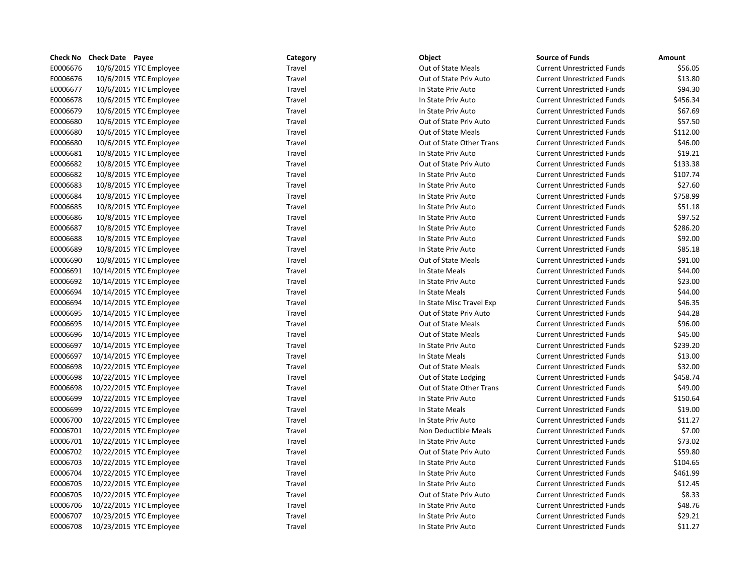| Check No | Check Date | Payee | Category | Object | Source of Funds | Amount |
|---|---|---|---|---|---|---|
| E0006676 | 10/6/2015 | YTC Employee | Travel | Out of State Meals | Current Unrestricted Funds | $56.05 |
| E0006676 | 10/6/2015 | YTC Employee | Travel | Out of State Priv Auto | Current Unrestricted Funds | $13.80 |
| E0006677 | 10/6/2015 | YTC Employee | Travel | In State Priv Auto | Current Unrestricted Funds | $94.30 |
| E0006678 | 10/6/2015 | YTC Employee | Travel | In State Priv Auto | Current Unrestricted Funds | $456.34 |
| E0006679 | 10/6/2015 | YTC Employee | Travel | In State Priv Auto | Current Unrestricted Funds | $67.69 |
| E0006680 | 10/6/2015 | YTC Employee | Travel | Out of State Priv Auto | Current Unrestricted Funds | $57.50 |
| E0006680 | 10/6/2015 | YTC Employee | Travel | Out of State Meals | Current Unrestricted Funds | $112.00 |
| E0006680 | 10/6/2015 | YTC Employee | Travel | Out of State Other Trans | Current Unrestricted Funds | $46.00 |
| E0006681 | 10/8/2015 | YTC Employee | Travel | In State Priv Auto | Current Unrestricted Funds | $19.21 |
| E0006682 | 10/8/2015 | YTC Employee | Travel | Out of State Priv Auto | Current Unrestricted Funds | $133.38 |
| E0006682 | 10/8/2015 | YTC Employee | Travel | In State Priv Auto | Current Unrestricted Funds | $107.74 |
| E0006683 | 10/8/2015 | YTC Employee | Travel | In State Priv Auto | Current Unrestricted Funds | $27.60 |
| E0006684 | 10/8/2015 | YTC Employee | Travel | In State Priv Auto | Current Unrestricted Funds | $758.99 |
| E0006685 | 10/8/2015 | YTC Employee | Travel | In State Priv Auto | Current Unrestricted Funds | $51.18 |
| E0006686 | 10/8/2015 | YTC Employee | Travel | In State Priv Auto | Current Unrestricted Funds | $97.52 |
| E0006687 | 10/8/2015 | YTC Employee | Travel | In State Priv Auto | Current Unrestricted Funds | $286.20 |
| E0006688 | 10/8/2015 | YTC Employee | Travel | In State Priv Auto | Current Unrestricted Funds | $92.00 |
| E0006689 | 10/8/2015 | YTC Employee | Travel | In State Priv Auto | Current Unrestricted Funds | $85.18 |
| E0006690 | 10/8/2015 | YTC Employee | Travel | Out of State Meals | Current Unrestricted Funds | $91.00 |
| E0006691 | 10/14/2015 | YTC Employee | Travel | In State Meals | Current Unrestricted Funds | $44.00 |
| E0006692 | 10/14/2015 | YTC Employee | Travel | In State Priv Auto | Current Unrestricted Funds | $23.00 |
| E0006694 | 10/14/2015 | YTC Employee | Travel | In State Meals | Current Unrestricted Funds | $44.00 |
| E0006694 | 10/14/2015 | YTC Employee | Travel | In State Misc Travel Exp | Current Unrestricted Funds | $46.35 |
| E0006695 | 10/14/2015 | YTC Employee | Travel | Out of State Priv Auto | Current Unrestricted Funds | $44.28 |
| E0006695 | 10/14/2015 | YTC Employee | Travel | Out of State Meals | Current Unrestricted Funds | $96.00 |
| E0006696 | 10/14/2015 | YTC Employee | Travel | Out of State Meals | Current Unrestricted Funds | $45.00 |
| E0006697 | 10/14/2015 | YTC Employee | Travel | In State Priv Auto | Current Unrestricted Funds | $239.20 |
| E0006697 | 10/14/2015 | YTC Employee | Travel | In State Meals | Current Unrestricted Funds | $13.00 |
| E0006698 | 10/22/2015 | YTC Employee | Travel | Out of State Meals | Current Unrestricted Funds | $32.00 |
| E0006698 | 10/22/2015 | YTC Employee | Travel | Out of State Lodging | Current Unrestricted Funds | $458.74 |
| E0006698 | 10/22/2015 | YTC Employee | Travel | Out of State Other Trans | Current Unrestricted Funds | $49.00 |
| E0006699 | 10/22/2015 | YTC Employee | Travel | In State Priv Auto | Current Unrestricted Funds | $150.64 |
| E0006699 | 10/22/2015 | YTC Employee | Travel | In State Meals | Current Unrestricted Funds | $19.00 |
| E0006700 | 10/22/2015 | YTC Employee | Travel | In State Priv Auto | Current Unrestricted Funds | $11.27 |
| E0006701 | 10/22/2015 | YTC Employee | Travel | Non Deductible Meals | Current Unrestricted Funds | $7.00 |
| E0006701 | 10/22/2015 | YTC Employee | Travel | In State Priv Auto | Current Unrestricted Funds | $73.02 |
| E0006702 | 10/22/2015 | YTC Employee | Travel | Out of State Priv Auto | Current Unrestricted Funds | $59.80 |
| E0006703 | 10/22/2015 | YTC Employee | Travel | In State Priv Auto | Current Unrestricted Funds | $104.65 |
| E0006704 | 10/22/2015 | YTC Employee | Travel | In State Priv Auto | Current Unrestricted Funds | $461.99 |
| E0006705 | 10/22/2015 | YTC Employee | Travel | In State Priv Auto | Current Unrestricted Funds | $12.45 |
| E0006705 | 10/22/2015 | YTC Employee | Travel | Out of State Priv Auto | Current Unrestricted Funds | $8.33 |
| E0006706 | 10/22/2015 | YTC Employee | Travel | In State Priv Auto | Current Unrestricted Funds | $48.76 |
| E0006707 | 10/23/2015 | YTC Employee | Travel | In State Priv Auto | Current Unrestricted Funds | $29.21 |
| E0006708 | 10/23/2015 | YTC Employee | Travel | In State Priv Auto | Current Unrestricted Funds | $11.27 |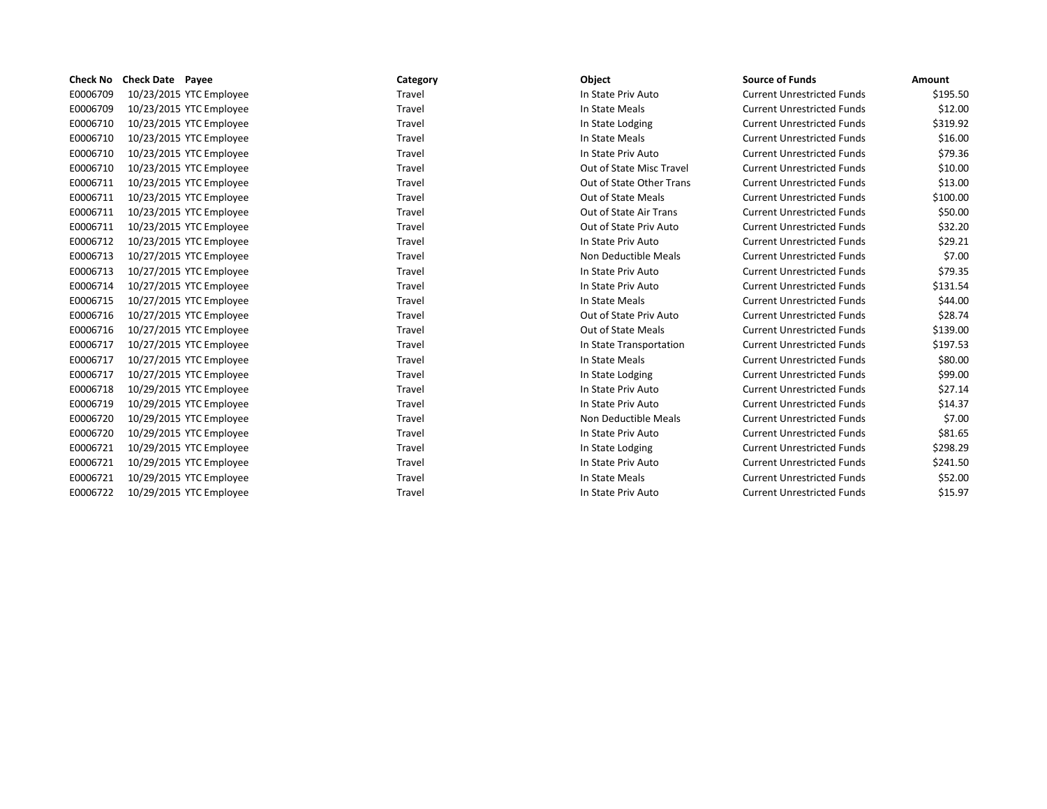| Check No | Check Date | Payee | Category | Object | Source of Funds | Amount |
|---|---|---|---|---|---|---|
| E0006709 | 10/23/2015 | YTC Employee | Travel | In State Priv Auto | Current Unrestricted Funds | $195.50 |
| E0006709 | 10/23/2015 | YTC Employee | Travel | In State Meals | Current Unrestricted Funds | $12.00 |
| E0006710 | 10/23/2015 | YTC Employee | Travel | In State Lodging | Current Unrestricted Funds | $319.92 |
| E0006710 | 10/23/2015 | YTC Employee | Travel | In State Meals | Current Unrestricted Funds | $16.00 |
| E0006710 | 10/23/2015 | YTC Employee | Travel | In State Priv Auto | Current Unrestricted Funds | $79.36 |
| E0006710 | 10/23/2015 | YTC Employee | Travel | Out of State Misc Travel | Current Unrestricted Funds | $10.00 |
| E0006711 | 10/23/2015 | YTC Employee | Travel | Out of State Other Trans | Current Unrestricted Funds | $13.00 |
| E0006711 | 10/23/2015 | YTC Employee | Travel | Out of State Meals | Current Unrestricted Funds | $100.00 |
| E0006711 | 10/23/2015 | YTC Employee | Travel | Out of State Air Trans | Current Unrestricted Funds | $50.00 |
| E0006711 | 10/23/2015 | YTC Employee | Travel | Out of State Priv Auto | Current Unrestricted Funds | $32.20 |
| E0006712 | 10/23/2015 | YTC Employee | Travel | In State Priv Auto | Current Unrestricted Funds | $29.21 |
| E0006713 | 10/27/2015 | YTC Employee | Travel | Non Deductible Meals | Current Unrestricted Funds | $7.00 |
| E0006713 | 10/27/2015 | YTC Employee | Travel | In State Priv Auto | Current Unrestricted Funds | $79.35 |
| E0006714 | 10/27/2015 | YTC Employee | Travel | In State Priv Auto | Current Unrestricted Funds | $131.54 |
| E0006715 | 10/27/2015 | YTC Employee | Travel | In State Meals | Current Unrestricted Funds | $44.00 |
| E0006716 | 10/27/2015 | YTC Employee | Travel | Out of State Priv Auto | Current Unrestricted Funds | $28.74 |
| E0006716 | 10/27/2015 | YTC Employee | Travel | Out of State Meals | Current Unrestricted Funds | $139.00 |
| E0006717 | 10/27/2015 | YTC Employee | Travel | In State Transportation | Current Unrestricted Funds | $197.53 |
| E0006717 | 10/27/2015 | YTC Employee | Travel | In State Meals | Current Unrestricted Funds | $80.00 |
| E0006717 | 10/27/2015 | YTC Employee | Travel | In State Lodging | Current Unrestricted Funds | $99.00 |
| E0006718 | 10/29/2015 | YTC Employee | Travel | In State Priv Auto | Current Unrestricted Funds | $27.14 |
| E0006719 | 10/29/2015 | YTC Employee | Travel | In State Priv Auto | Current Unrestricted Funds | $14.37 |
| E0006720 | 10/29/2015 | YTC Employee | Travel | Non Deductible Meals | Current Unrestricted Funds | $7.00 |
| E0006720 | 10/29/2015 | YTC Employee | Travel | In State Priv Auto | Current Unrestricted Funds | $81.65 |
| E0006721 | 10/29/2015 | YTC Employee | Travel | In State Lodging | Current Unrestricted Funds | $298.29 |
| E0006721 | 10/29/2015 | YTC Employee | Travel | In State Priv Auto | Current Unrestricted Funds | $241.50 |
| E0006721 | 10/29/2015 | YTC Employee | Travel | In State Meals | Current Unrestricted Funds | $52.00 |
| E0006722 | 10/29/2015 | YTC Employee | Travel | In State Priv Auto | Current Unrestricted Funds | $15.97 |